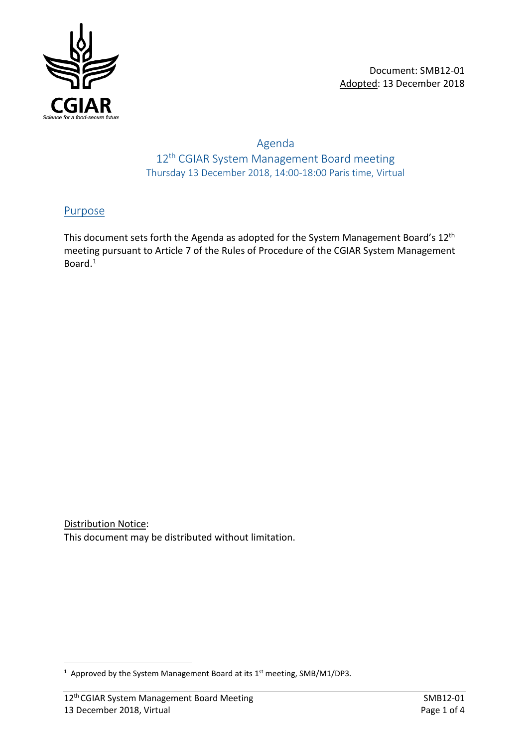Document: SMB12-01
Adopted: 13 December 2018

# Agenda

## 12th CGIAR System Management Board meeting

Thursday 13 December 2018, 14:00-18:00 Paris time, Virtual

## Purpose

This document sets forth the Agenda as adopted for the System Management Board's 12th meeting pursuant to Article 7 of the Rules of Procedure of the CGIAR System Management Board.[1]

Distribution Notice:
This document may be distributed without limitation.

[1] Approved by the System Management Board at its 1st meeting, SMB/M1/DP3.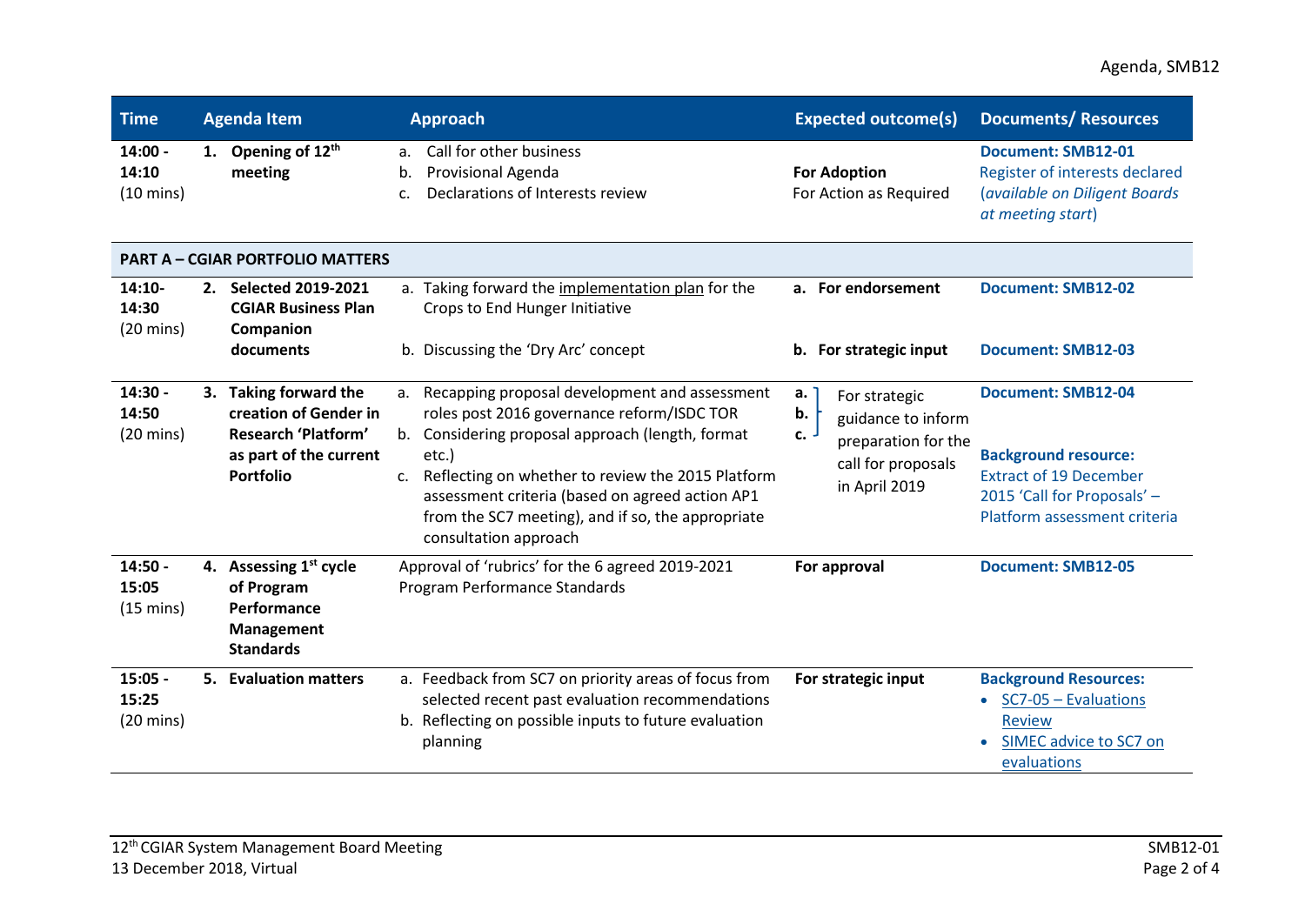| Time | Agenda Item | Approach | Expected outcome(s) | Documents/ Resources |
|---|---|---|---|---|
| **14:00 - 14:10** (10 mins) | **1. Opening of 12th meeting** | a. Call for other business<br>b. Provisional Agenda<br>c. Declarations of Interests review | **For Adoption**<br>For Action as Required | **Document: SMB12-01**<br>Register of interests declared (*available on Diligent Boards at meeting start*) |
| **PART A – CGIAR PORTFOLIO MATTERS** | | | | |
| **14:10- 14:30** (20 mins) | **2. Selected 2019-2021 CGIAR Business Plan Companion documents** | a. Taking forward the implementation plan for the Crops to End Hunger Initiative<br><br>b. Discussing the 'Dry Arc' concept | **a. For endorsement**<br><br>**b. For strategic input** | **Document: SMB12-02**<br><br>**Document: SMB12-03** |
| **14:30 - 14:50** (20 mins) | **3. Taking forward the creation of Gender in Research 'Platform' as part of the current Portfolio** | a. Recapping proposal development and assessment roles post 2016 governance reform/ISDC TOR<br>b. Considering proposal approach (length, format etc.)<br>c. Reflecting on whether to review the 2015 Platform assessment criteria (based on agreed action AP1 from the SC7 meeting), and if so, the appropriate consultation approach | **a. b. c.** For strategic guidance to inform preparation for the call for proposals in April 2019 | **Document: SMB12-04**<br><br>**Background resource:**<br>Extract of 19 December 2015 'Call for Proposals' – Platform assessment criteria |
| **14:50 - 15:05** (15 mins) | **4. Assessing 1st cycle of Program Performance Management Standards** | Approval of 'rubrics' for the 6 agreed 2019-2021 Program Performance Standards | **For approval** | **Document: SMB12-05** |
| **15:05 - 15:25** (20 mins) | **5. Evaluation matters** | a. Feedback from SC7 on priority areas of focus from selected recent past evaluation recommendations<br>b. Reflecting on possible inputs to future evaluation planning | **For strategic input** | **Background Resources:**<br>• SC7-05 – Evaluations Review<br>• SIMEC advice to SC7 on evaluations |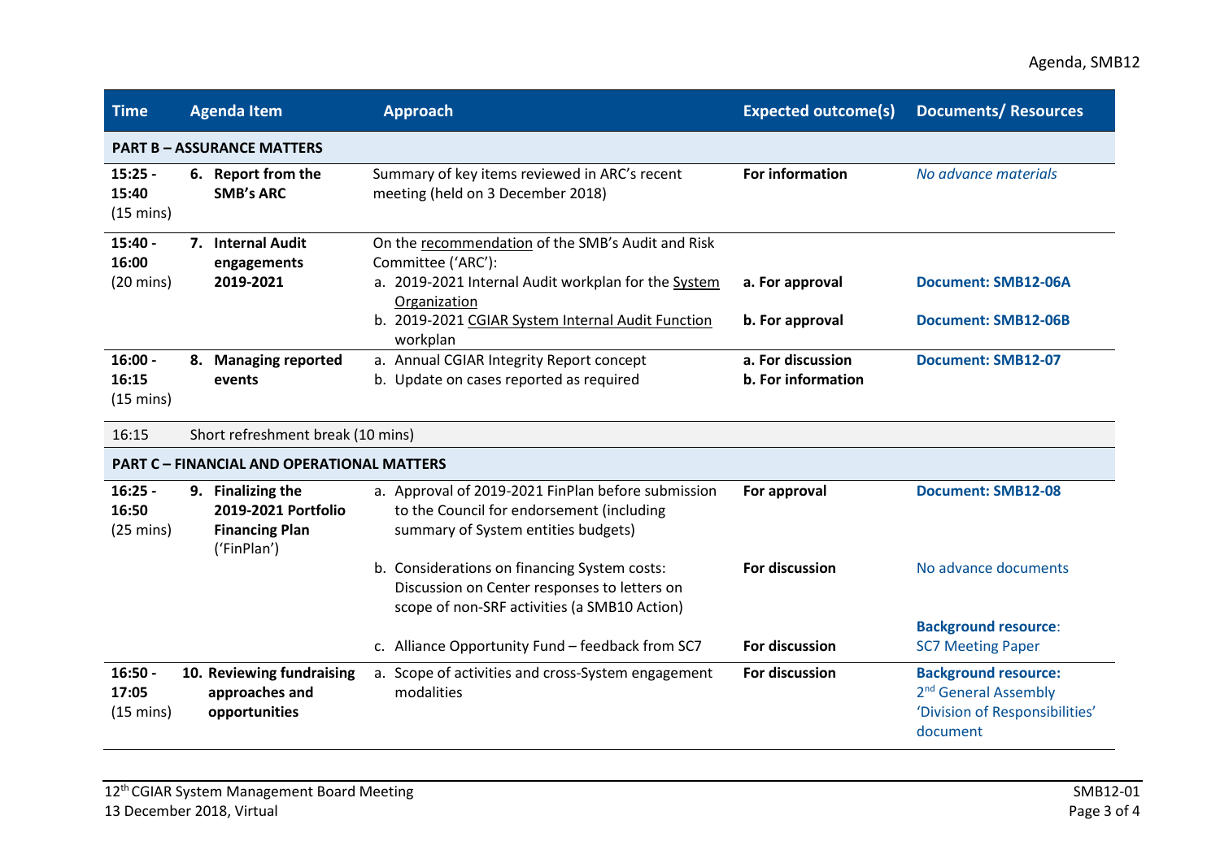| Time | Agenda Item | Approach | Expected outcome(s) | Documents/ Resources |
|---|---|---|---|---|
| **PART B – ASSURANCE MATTERS** | | | | |
| **15:25 - 15:40** (15 mins) | **6. Report from the SMB's ARC** | Summary of key items reviewed in ARC's recent meeting (held on 3 December 2018) | **For information** | *No advance materials* |
| **15:40 - 16:00** (20 mins) | **7. Internal Audit engagements 2019-2021** | On the recommendation of the SMB's Audit and Risk Committee ('ARC'):<br>a. 2019-2021 Internal Audit workplan for the System Organization<br>b. 2019-2021 CGIAR System Internal Audit Function workplan | **a. For approval**<br>**b. For approval** | **Document: SMB12-06A**<br>**Document: SMB12-06B** |
| **16:00 - 16:15** (15 mins) | **8. Managing reported events** | a. Annual CGIAR Integrity Report concept<br>b. Update on cases reported as required | **a. For discussion**<br>**b. For information** | **Document: SMB12-07** |
| 16:15 | Short refreshment break (10 mins) | | | |
| **PART C – FINANCIAL AND OPERATIONAL MATTERS** | | | | |
| **16:25 - 16:50** (25 mins) | **9. Finalizing the 2019-2021 Portfolio Financing Plan** ('FinPlan') | a. Approval of 2019-2021 FinPlan before submission to the Council for endorsement (including summary of System entities budgets) | **For approval** | **Document: SMB12-08** |
| | | b. Considerations on financing System costs: Discussion on Center responses to letters on scope of non-SRF activities (a SMB10 Action) | **For discussion** | No advance documents |
| | | c. Alliance Opportunity Fund – feedback from SC7 | **For discussion** | **Background resource**: SC7 Meeting Paper |
| **16:50 - 17:05** (15 mins) | **10. Reviewing fundraising approaches and opportunities** | a. Scope of activities and cross-System engagement modalities | **For discussion** | **Background resource:** 2nd General Assembly 'Division of Responsibilities' document |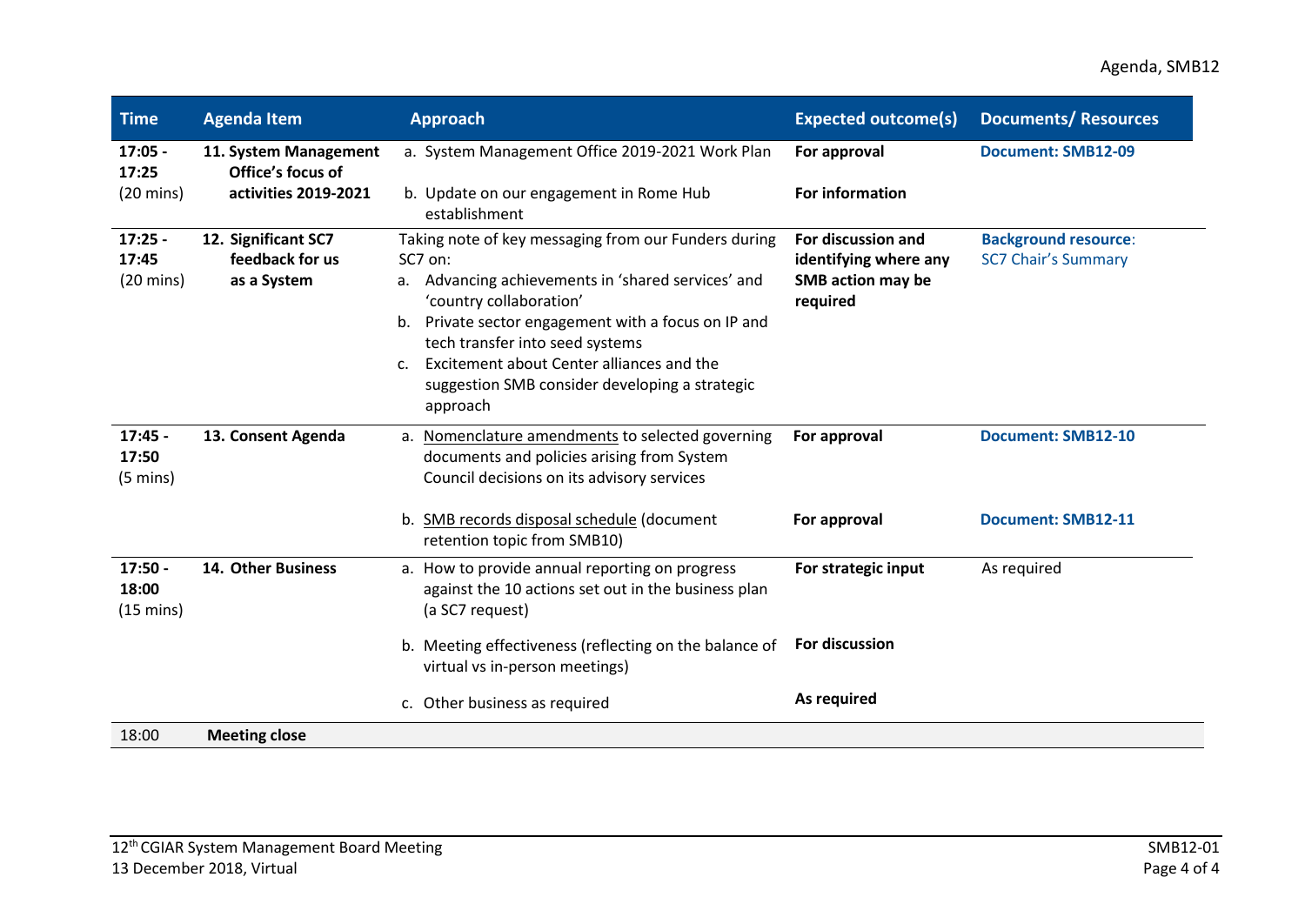| Time | Agenda Item | Approach | Expected outcome(s) | Documents/ Resources |
|---|---|---|---|---|
| **17:05 - 17:25** (20 mins) | **11. System Management Office's focus of activities 2019-2021** | a. System Management Office 2019-2021 Work Plan | **For approval** | **Document: SMB12-09** |
| | | b. Update on our engagement in Rome Hub establishment | **For information** | |
| **17:25 - 17:45** (20 mins) | **12. Significant SC7 feedback for us as a System** | Taking note of key messaging from our Funders during SC7 on: a. Advancing achievements in 'shared services' and 'country collaboration' b. Private sector engagement with a focus on IP and tech transfer into seed systems c. Excitement about Center alliances and the suggestion SMB consider developing a strategic approach | **For discussion and identifying where any SMB action may be required** | **Background resource**: SC7 Chair's Summary |
| **17:45 - 17:50** (5 mins) | **13. Consent Agenda** | a. Nomenclature amendments to selected governing documents and policies arising from System Council decisions on its advisory services | **For approval** | **Document: SMB12-10** |
| | | b. SMB records disposal schedule (document retention topic from SMB10) | **For approval** | **Document: SMB12-11** |
| **17:50 - 18:00** (15 mins) | **14. Other Business** | a. How to provide annual reporting on progress against the 10 actions set out in the business plan (a SC7 request) | **For strategic input** | As required |
| | | b. Meeting effectiveness (reflecting on the balance of virtual vs in-person meetings) | **For discussion** | |
| | | c. Other business as required | **As required** | |
| 18:00 | **Meeting close** | | | |